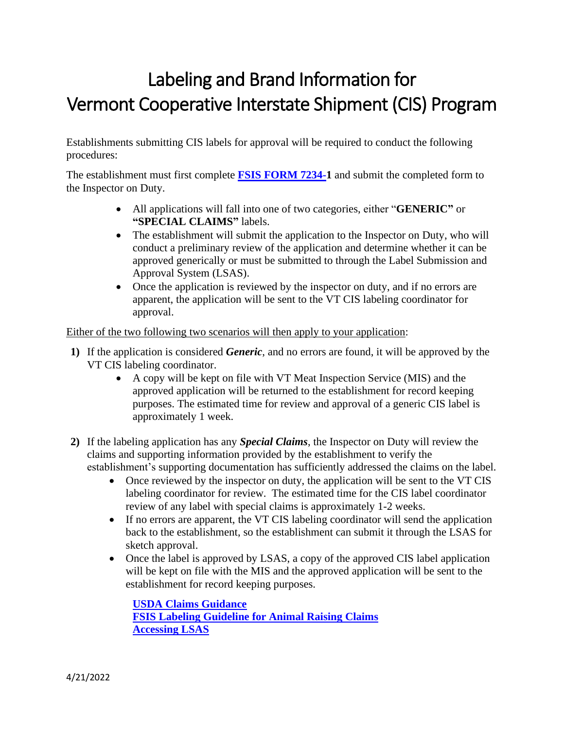# Labeling and Brand Information for Vermont Cooperative Interstate Shipment (CIS) Program

Establishments submitting CIS labels for approval will be required to conduct the following procedures:

The establishment must first complete **FSIS FORM 7234-1** and submit the completed form to the Inspector on Duty.

- All applications will fall into one of two categories, either "**GENERIC" or "SPECIAL CLAIMS"** labels.
- The establishment will submit the application to the Inspector on Duty, who will conduct a preliminary review of the application and determine whether it can be approved generically or must be submitted to through the Label Submission and Approval System (LSAS).
- Once the application is reviewed by the inspector on duty, and if no errors are apparent, the application will be sent to the VT CIS labeling coordinator for approval.

Either of the two following two scenarios will then apply to your application:

**1)** If the application is considered ***Generic***, and no errors are found, it will be approved by the VT CIS labeling coordinator.
   - A copy will be kept on file with VT Meat Inspection Service (MIS) and the approved application will be returned to the establishment for record keeping purposes. The estimated time for review and approval of a generic CIS label is approximately 1 week.

**2)** If the labeling application has any ***Special Claims***, the Inspector on Duty will review the claims and supporting information provided by the establishment to verify the establishment's supporting documentation has sufficiently addressed the claims on the label.
   - Once reviewed by the inspector on duty, the application will be sent to the VT CIS labeling coordinator for review. The estimated time for the CIS label coordinator review of any label with special claims is approximately 1-2 weeks.
   - If no errors are apparent, the VT CIS labeling coordinator will send the application back to the establishment, so the establishment can submit it through the LSAS for sketch approval.
   - Once the label is approved by LSAS, a copy of the approved CIS label application will be kept on file with the MIS and the approved application will be sent to the establishment for record keeping purposes.

**USDA Claims Guidance**
**FSIS Labeling Guideline for Animal Raising Claims**
**Accessing LSAS**

4/21/2022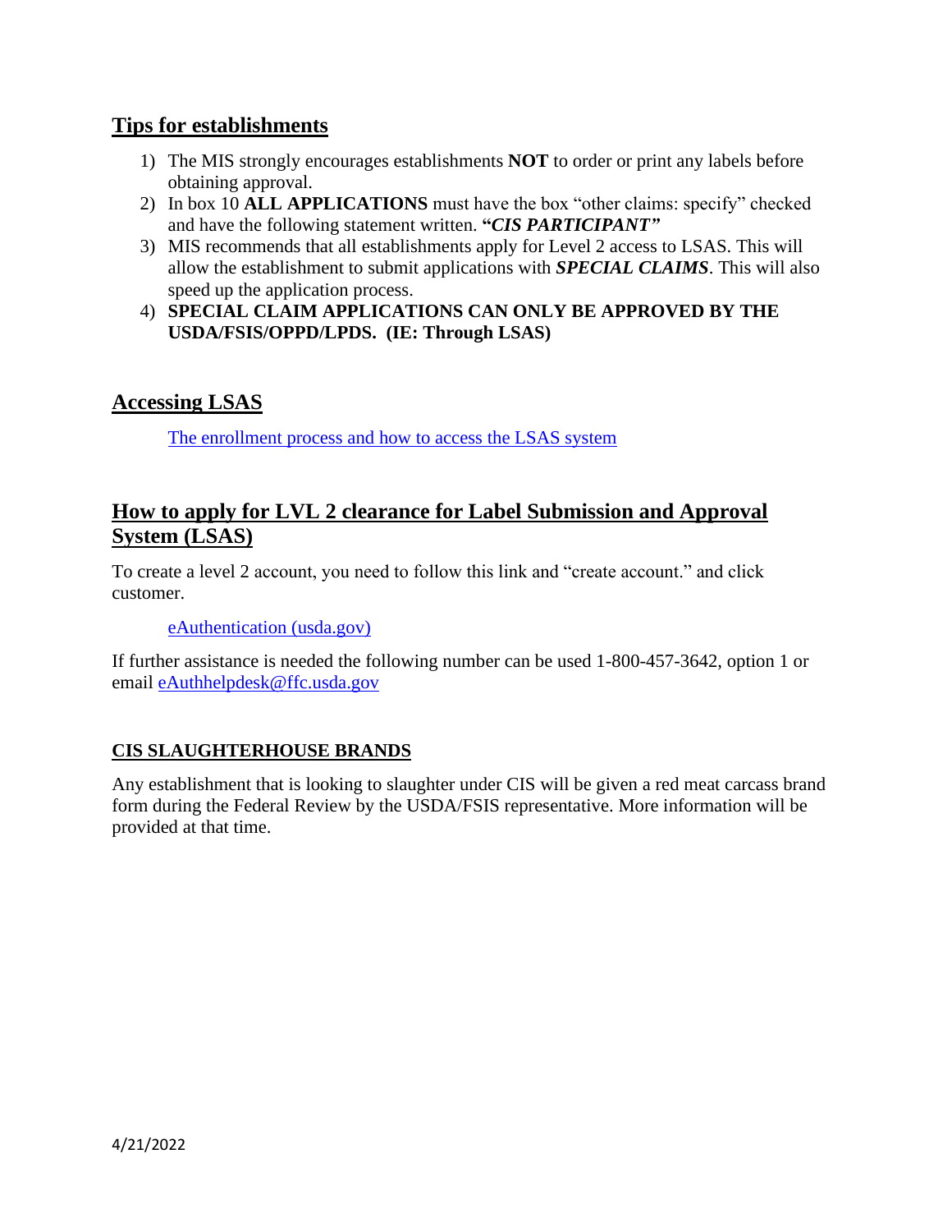## Tips for establishments

1) The MIS strongly encourages establishments **NOT** to order or print any labels before obtaining approval.
2) In box 10 **ALL APPLICATIONS** must have the box "other claims: specify" checked and have the following statement written. **"*CIS PARTICIPANT*"**
3) MIS recommends that all establishments apply for Level 2 access to LSAS. This will allow the establishment to submit applications with ***SPECIAL CLAIMS***. This will also speed up the application process.
4) **SPECIAL CLAIM APPLICATIONS CAN ONLY BE APPROVED BY THE USDA/FSIS/OPPD/LPDS. (IE: Through LSAS)**

## Accessing LSAS

The enrollment process and how to access the LSAS system

## How to apply for LVL 2 clearance for Label Submission and Approval System (LSAS)

To create a level 2 account, you need to follow this link and "create account." and click customer.

eAuthentication (usda.gov)

If further assistance is needed the following number can be used 1-800-457-3642, option 1 or email eAuthhelpdesk@ffc.usda.gov

### CIS SLAUGHTERHOUSE BRANDS

Any establishment that is looking to slaughter under CIS will be given a red meat carcass brand form during the Federal Review by the USDA/FSIS representative. More information will be provided at that time.

4/21/2022